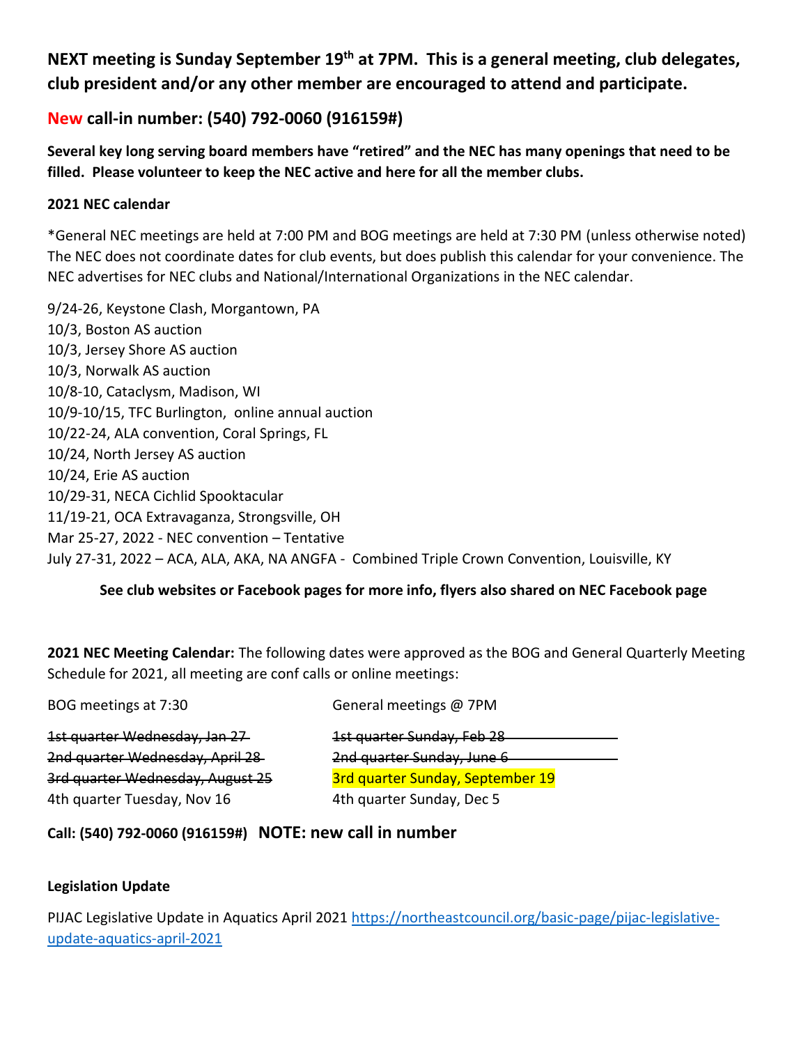**NEXT meeting is Sunday September 19th at 7PM. This is a general meeting, club delegates, club president and/or any other member are encouraged to attend and participate.**

**New call-in number: (540) 792-0060 (916159#)**

**Several key long serving board members have "retired" and the NEC has many openings that need to be filled. Please volunteer to keep the NEC active and here for all the member clubs.**

**2021 NEC calendar**

*General NEC meetings are held at 7:00 PM and BOG meetings are held at 7:30 PM (unless otherwise noted) The NEC does not coordinate dates for club events, but does publish this calendar for your convenience. The NEC advertises for NEC clubs and National/International Organizations in the NEC calendar.

9/24-26, Keystone Clash, Morgantown, PA
10/3, Boston AS auction
10/3, Jersey Shore AS auction
10/3, Norwalk AS auction
10/8-10, Cataclysm, Madison, WI
10/9-10/15, TFC Burlington, online annual auction
10/22-24, ALA convention, Coral Springs, FL
10/24, North Jersey AS auction
10/24, Erie AS auction
10/29-31, NECA Cichlid Spooktacular
11/19-21, OCA Extravaganza, Strongsville, OH
Mar 25-27, 2022 - NEC convention – Tentative
July 27-31, 2022 – ACA, ALA, AKA, NA ANGFA - Combined Triple Crown Convention, Louisville, KY

**See club websites or Facebook pages for more info, flyers also shared on NEC Facebook page**

**2021 NEC Meeting Calendar:** The following dates were approved as the BOG and General Quarterly Meeting Schedule for 2021, all meeting are conf calls or online meetings:

| BOG meetings at 7:30 | General meetings @ 7PM |
|---|---|
| ~~1st quarter Wednesday, Jan 27~~ | ~~1st quarter Sunday, Feb 28~~ |
| ~~2nd quarter Wednesday, April 28~~ | ~~2nd quarter Sunday, June 6~~ |
| ~~3rd quarter Wednesday, August 25~~ | 3rd quarter Sunday, September 19 |
| 4th quarter Tuesday, Nov 16 | 4th quarter Sunday, Dec 5 |

**Call: (540) 792-0060 (916159#) NOTE: new call in number**

**Legislation Update**

PIJAC Legislative Update in Aquatics April 2021 https://northeastcouncil.org/basic-page/pijac-legislative-update-aquatics-april-2021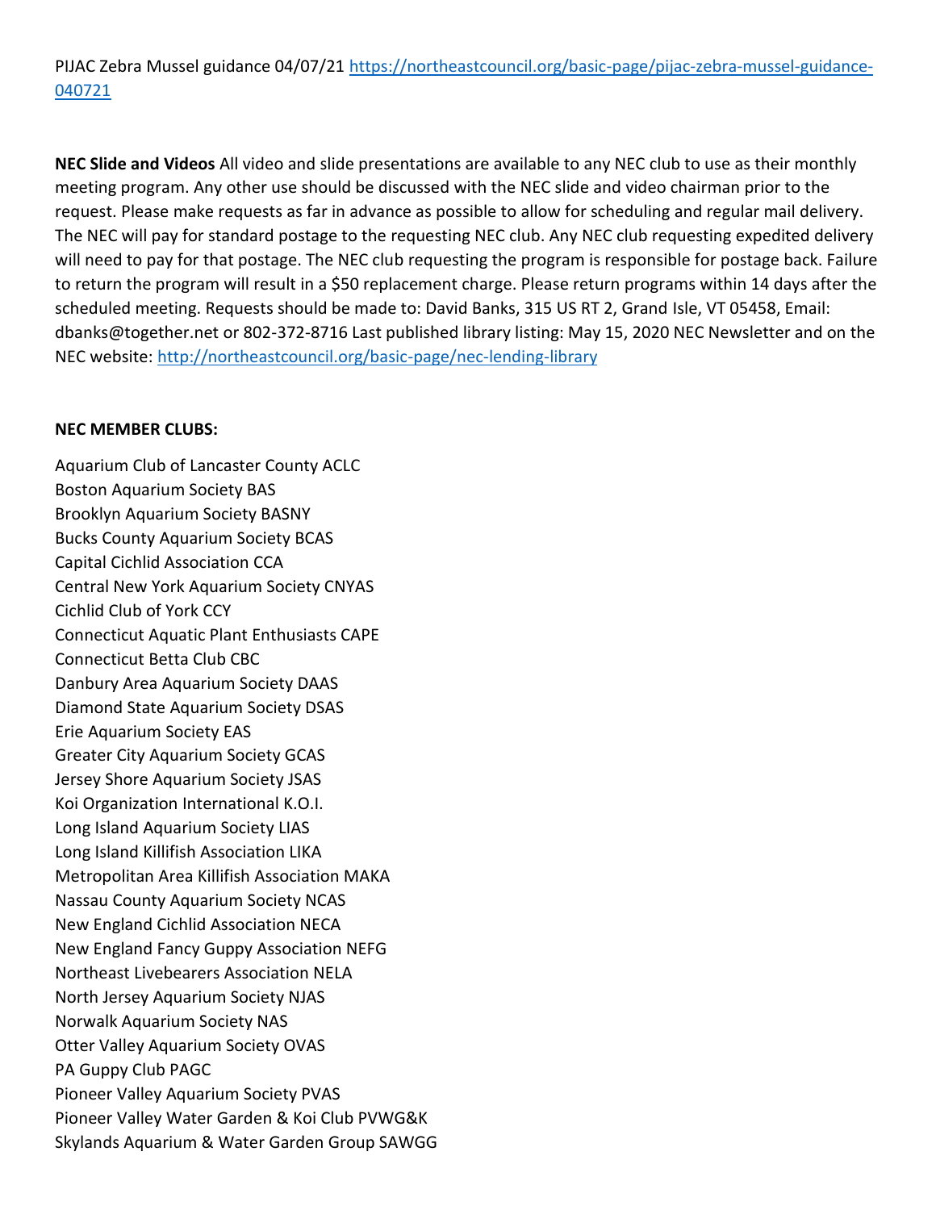PIJAC Zebra Mussel guidance 04/07/21 [https://northeastcouncil.org/basic-page/pijac-zebra-mussel-guidance-040721](https://northeastcouncil.org/basic-page/pijac-zebra-mussel-guidance-040721)

**NEC Slide and Videos** All video and slide presentations are available to any NEC club to use as their monthly meeting program. Any other use should be discussed with the NEC slide and video chairman prior to the request. Please make requests as far in advance as possible to allow for scheduling and regular mail delivery. The NEC will pay for standard postage to the requesting NEC club. Any NEC club requesting expedited delivery will need to pay for that postage. The NEC club requesting the program is responsible for postage back. Failure to return the program will result in a $50 replacement charge. Please return programs within 14 days after the scheduled meeting. Requests should be made to: David Banks, 315 US RT 2, Grand Isle, VT 05458, Email: dbanks@together.net or 802-372-8716 Last published library listing: May 15, 2020 NEC Newsletter and on the NEC website: [http://northeastcouncil.org/basic-page/nec-lending-library](http://northeastcouncil.org/basic-page/nec-lending-library)

**NEC MEMBER CLUBS:**

Aquarium Club of Lancaster County ACLC
Boston Aquarium Society BAS
Brooklyn Aquarium Society BASNY
Bucks County Aquarium Society BCAS
Capital Cichlid Association CCA
Central New York Aquarium Society CNYAS
Cichlid Club of York CCY
Connecticut Aquatic Plant Enthusiasts CAPE
Connecticut Betta Club CBC
Danbury Area Aquarium Society DAAS
Diamond State Aquarium Society DSAS
Erie Aquarium Society EAS
Greater City Aquarium Society GCAS
Jersey Shore Aquarium Society JSAS
Koi Organization International K.O.I.
Long Island Aquarium Society LIAS
Long Island Killifish Association LIKA
Metropolitan Area Killifish Association MAKA
Nassau County Aquarium Society NCAS
New England Cichlid Association NECA
New England Fancy Guppy Association NEFG
Northeast Livebearers Association NELA
North Jersey Aquarium Society NJAS
Norwalk Aquarium Society NAS
Otter Valley Aquarium Society OVAS
PA Guppy Club PAGC
Pioneer Valley Aquarium Society PVAS
Pioneer Valley Water Garden & Koi Club PVWG&K
Skylands Aquarium & Water Garden Group SAWGG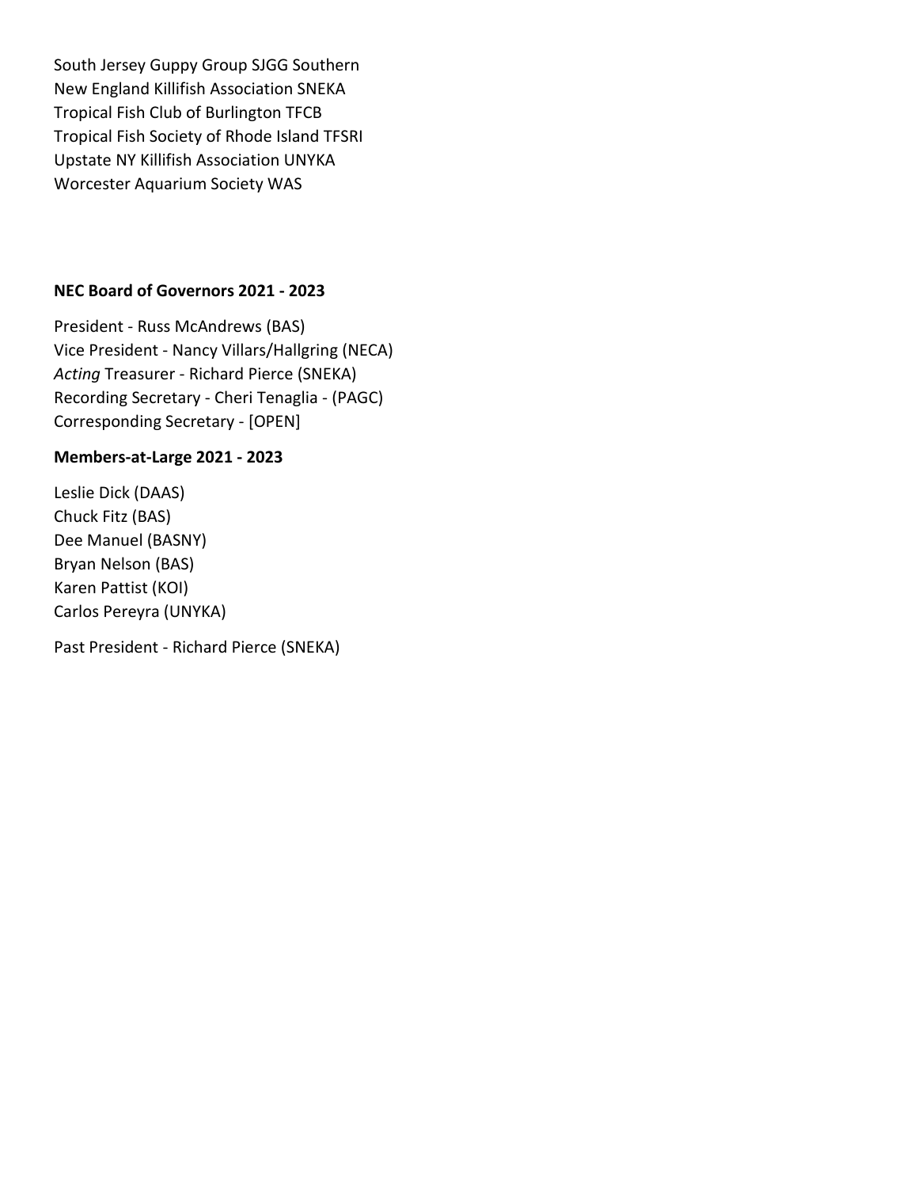South Jersey Guppy Group SJGG Southern
New England Killifish Association SNEKA
Tropical Fish Club of Burlington TFCB
Tropical Fish Society of Rhode Island TFSRI
Upstate NY Killifish Association UNYKA
Worcester Aquarium Society WAS

**NEC Board of Governors 2021 - 2023**

President - Russ McAndrews (BAS)
Vice President - Nancy Villars/Hallgring (NECA)
*Acting* Treasurer - Richard Pierce (SNEKA)
Recording Secretary - Cheri Tenaglia - (PAGC)
Corresponding Secretary - [OPEN]

**Members-at-Large 2021 - 2023**

Leslie Dick (DAAS)
Chuck Fitz (BAS)
Dee Manuel (BASNY)
Bryan Nelson (BAS)
Karen Pattist (KOI)
Carlos Pereyra (UNYKA)

Past President - Richard Pierce (SNEKA)